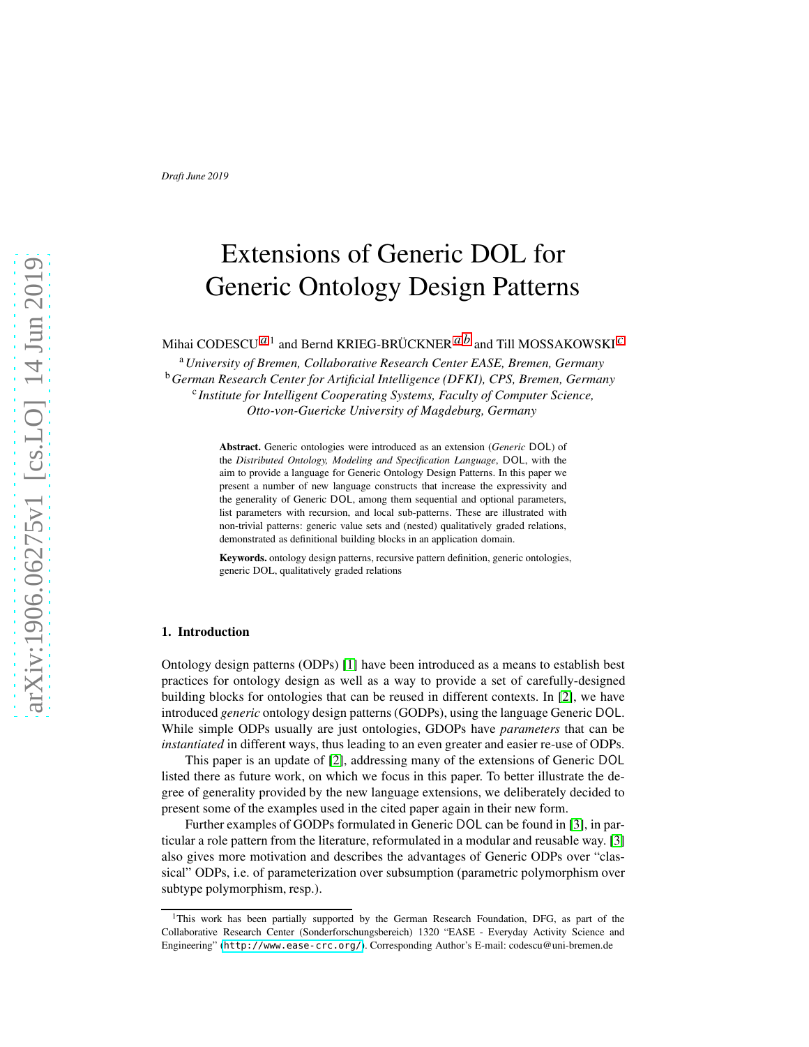*Draft June 2019*

# Extensions of Generic DOL for Generic Ontology Design Patterns

Mihai CODESCU [a] [1] and Bernd KRIEG-BRÜCKNER [a] [b] and Till MOSSAKOWSKI [c]

[a] *University of Bremen, Collaborative Research Center EASE, Bremen, Germany*
[b] *German Research Center for Artificial Intelligence (DFKI), CPS, Bremen, Germany*
[c] *Institute for Intelligent Cooperating Systems, Faculty of Computer Science, Otto-von-Guericke University of Magdeburg, Germany*

**Abstract.** Generic ontologies were introduced as an extension (*Generic* DOL) of the *Distributed Ontology, Modeling and Specification Language*, DOL, with the aim to provide a language for Generic Ontology Design Patterns. In this paper we present a number of new language constructs that increase the expressivity and the generality of Generic DOL, among them sequential and optional parameters, list parameters with recursion, and local sub-patterns. These are illustrated with non-trivial patterns: generic value sets and (nested) qualitatively graded relations, demonstrated as definitional building blocks in an application domain.

**Keywords.** ontology design patterns, recursive pattern definition, generic ontologies, generic DOL, qualitatively graded relations

## 1. Introduction

Ontology design patterns (ODPs) [1] have been introduced as a means to establish best practices for ontology design as well as a way to provide a set of carefully-designed building blocks for ontologies that can be reused in different contexts. In [2], we have introduced *generic* ontology design patterns (GODPs), using the language Generic DOL. While simple ODPs usually are just ontologies, GDOPs have *parameters* that can be *instantiated* in different ways, thus leading to an even greater and easier re-use of ODPs.

This paper is an update of [2], addressing many of the extensions of Generic DOL listed there as future work, on which we focus in this paper. To better illustrate the degree of generality provided by the new language extensions, we deliberately decided to present some of the examples used in the cited paper again in their new form.

Further examples of GODPs formulated in Generic DOL can be found in [3], in particular a role pattern from the literature, reformulated in a modular and reusable way. [3] also gives more motivation and describes the advantages of Generic ODPs over "classical" ODPs, i.e. of parameterization over subsumption (parametric polymorphism over subtype polymorphism, resp.).

[1] This work has been partially supported by the German Research Foundation, DFG, as part of the Collaborative Research Center (Sonderforschungsbereich) 1320 "EASE - Everyday Activity Science and Engineering" (http://www.ease-crc.org/). Corresponding Author's E-mail: codescu@uni-bremen.de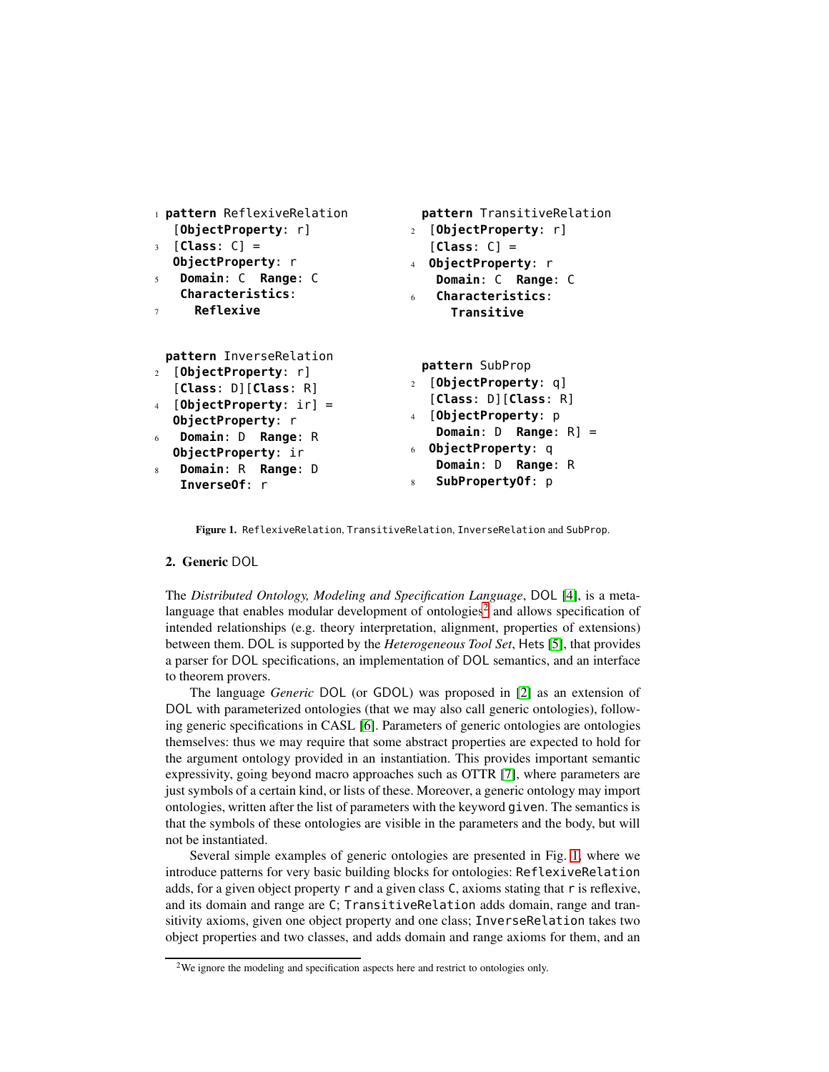```
pattern ReflexiveRelation
 [ObjectProperty: r]
 [Class: C] =
 ObjectProperty: r
  Domain: C  Range: C
  Characteristics:
    Reflexive
```

```
pattern TransitiveRelation
 [ObjectProperty: r]
 [Class: C] =
 ObjectProperty: r
  Domain: C  Range: C
  Characteristics:
    Transitive
```

```
pattern InverseRelation
 [ObjectProperty: r]
 [Class: D][Class: R]
 [ObjectProperty: ir] =
 ObjectProperty: r
  Domain: D  Range: R
 ObjectProperty: ir
  Domain: R  Range: D
  InverseOf: r
```

```
pattern SubProp
 [ObjectProperty: q]
 [Class: D][Class: R]
 [ObjectProperty: p
  Domain: D  Range: R] =
 ObjectProperty: q
  Domain: D  Range: R
  SubPropertyOf: p
```

**Figure 1.** ReflexiveRelation, TransitiveRelation, InverseRelation and SubProp.

## 2. Generic DOL

The *Distributed Ontology, Modeling and Specification Language*, DOL [4], is a meta-language that enables modular development of ontologies[2] and allows specification of intended relationships (e.g. theory interpretation, alignment, properties of extensions) between them. DOL is supported by the *Heterogeneous Tool Set*, Hets [5], that provides a parser for DOL specifications, an implementation of DOL semantics, and an interface to theorem provers.

The language *Generic* DOL (or GDOL) was proposed in [2] as an extension of DOL with parameterized ontologies (that we may also call generic ontologies), following generic specifications in CASL [6]. Parameters of generic ontologies are ontologies themselves: thus we may require that some abstract properties are expected to hold for the argument ontology provided in an instantiation. This provides important semantic expressivity, going beyond macro approaches such as OTTR [7], where parameters are just symbols of a certain kind, or lists of these. Moreover, a generic ontology may import ontologies, written after the list of parameters with the keyword given. The semantics is that the symbols of these ontologies are visible in the parameters and the body, but will not be instantiated.

Several simple examples of generic ontologies are presented in Fig. 1, where we introduce patterns for very basic building blocks for ontologies: ReflexiveRelation adds, for a given object property r and a given class C, axioms stating that r is reflexive, and its domain and range are C; TransitiveRelation adds domain, range and transitivity axioms, given one object property and one class; InverseRelation takes two object properties and two classes, and adds domain and range axioms for them, and an

[2] We ignore the modeling and specification aspects here and restrict to ontologies only.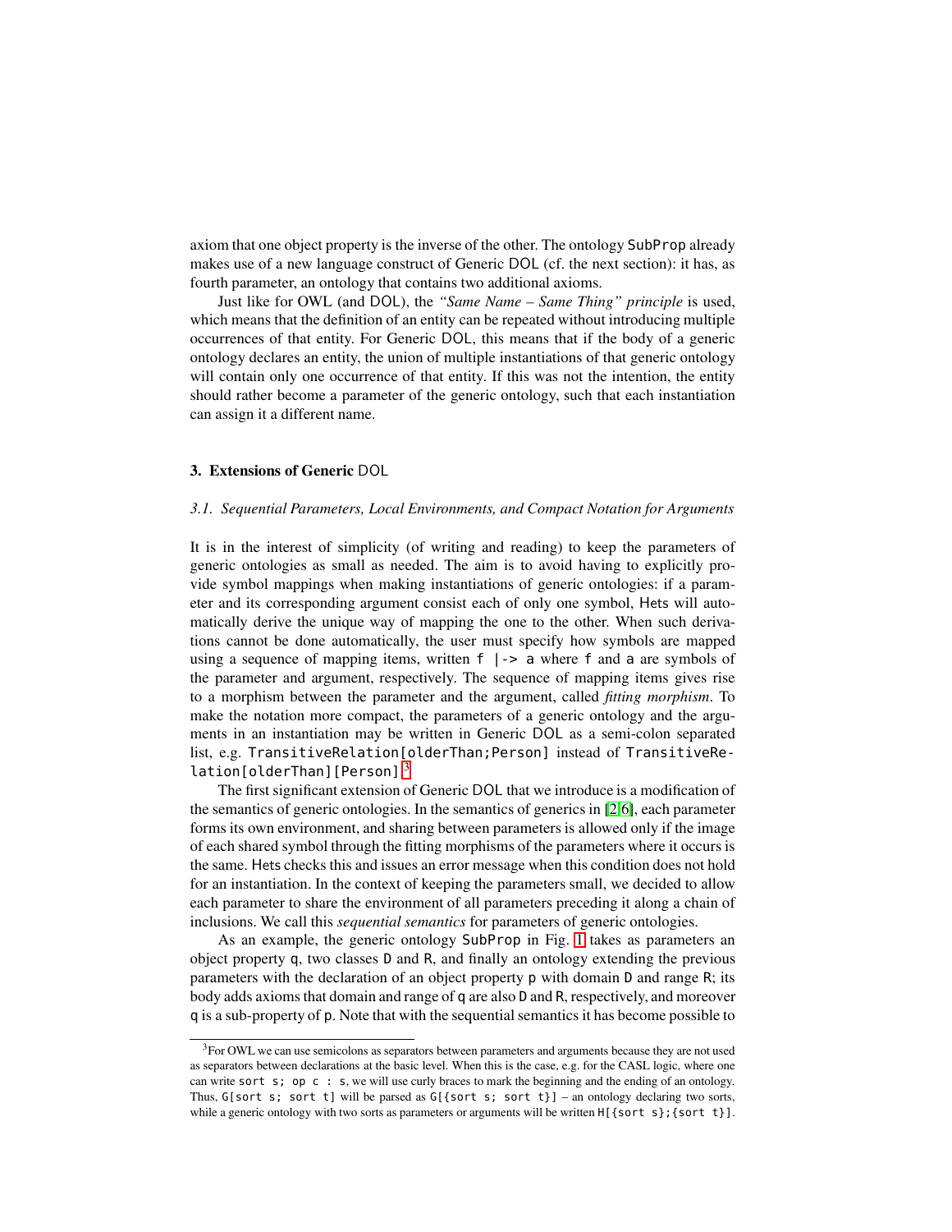axiom that one object property is the inverse of the other. The ontology `SubProp` already makes use of a new language construct of Generic DOL (cf. the next section): it has, as fourth parameter, an ontology that contains two additional axioms.

Just like for OWL (and DOL), the *"Same Name – Same Thing" principle* is used, which means that the definition of an entity can be repeated without introducing multiple occurrences of that entity. For Generic DOL, this means that if the body of a generic ontology declares an entity, the union of multiple instantiations of that generic ontology will contain only one occurrence of that entity. If this was not the intention, the entity should rather become a parameter of the generic ontology, such that each instantiation can assign it a different name.

## 3. Extensions of Generic DOL

### 3.1. Sequential Parameters, Local Environments, and Compact Notation for Arguments

It is in the interest of simplicity (of writing and reading) to keep the parameters of generic ontologies as small as needed. The aim is to avoid having to explicitly provide symbol mappings when making instantiations of generic ontologies: if a parameter and its corresponding argument consist each of only one symbol, Hets will automatically derive the unique way of mapping the one to the other. When such derivations cannot be done automatically, the user must specify how symbols are mapped using a sequence of mapping items, written `f |-> a` where `f` and `a` are symbols of the parameter and argument, respectively. The sequence of mapping items gives rise to a morphism between the parameter and the argument, called *fitting morphism*. To make the notation more compact, the parameters of a generic ontology and the arguments in an instantiation may be written in Generic DOL as a semi-colon separated list, e.g. `TransitiveRelation[olderThan;Person]` instead of `TransitiveRelation[olderThan][Person]`.[3]

The first significant extension of Generic DOL that we introduce is a modification of the semantics of generic ontologies. In the semantics of generics in [2,6], each parameter forms its own environment, and sharing between parameters is allowed only if the image of each shared symbol through the fitting morphisms of the parameters where it occurs is the same. Hets checks this and issues an error message when this condition does not hold for an instantiation. In the context of keeping the parameters small, we decided to allow each parameter to share the environment of all parameters preceding it along a chain of inclusions. We call this *sequential semantics* for parameters of generic ontologies.

As an example, the generic ontology `SubProp` in Fig. 1 takes as parameters an object property `q`, two classes `D` and `R`, and finally an ontology extending the previous parameters with the declaration of an object property `p` with domain `D` and range `R`; its body adds axioms that domain and range of `q` are also `D` and `R`, respectively, and moreover `q` is a sub-property of `p`. Note that with the sequential semantics it has become possible to

[3] For OWL we can use semicolons as separators between parameters and arguments because they are not used as separators between declarations at the basic level. When this is the case, e.g. for the CASL logic, where one can write `sort s; op c : s`, we will use curly braces to mark the beginning and the ending of an ontology. Thus, `G[sort s; sort t]` will be parsed as `G[{sort s; sort t}]` – an ontology declaring two sorts, while a generic ontology with two sorts as parameters or arguments will be written `H[{sort s};{sort t}]`.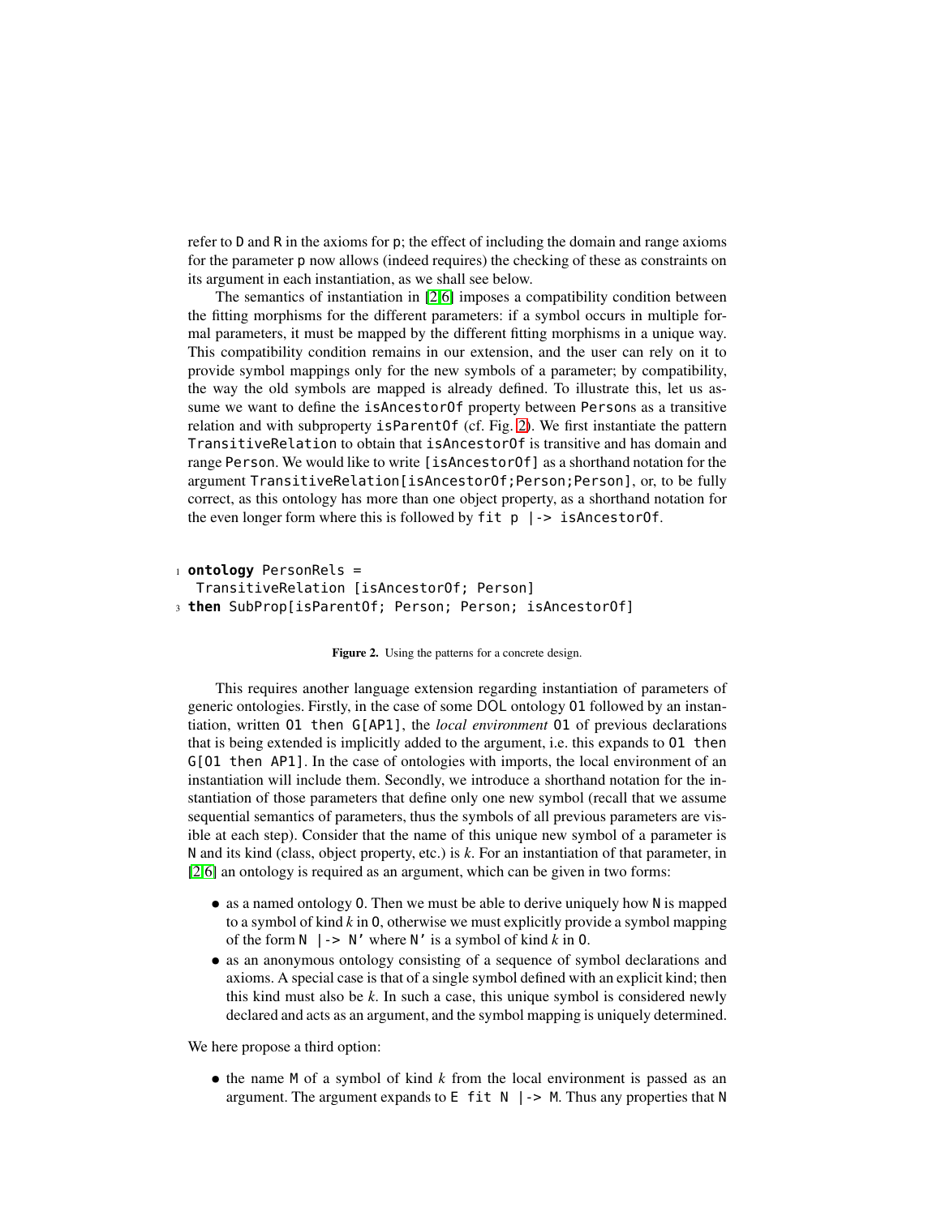refer to `D` and `R` in the axioms for `p`; the effect of including the domain and range axioms for the parameter `p` now allows (indeed requires) the checking of these as constraints on its argument in each instantiation, as we shall see below.

The semantics of instantiation in [2,6] imposes a compatibility condition between the fitting morphisms for the different parameters: if a symbol occurs in multiple formal parameters, it must be mapped by the different fitting morphisms in a unique way. This compatibility condition remains in our extension, and the user can rely on it to provide symbol mappings only for the new symbols of a parameter; by compatibility, the way the old symbols are mapped is already defined. To illustrate this, let us assume we want to define the `isAncestorOf` property between `Person`s as a transitive relation and with subproperty `isParentOf` (cf. Fig. 2). We first instantiate the pattern `TransitiveRelation` to obtain that `isAncestorOf` is transitive and has domain and range `Person`. We would like to write `[isAncestorOf]` as a shorthand notation for the argument `TransitiveRelation[isAncestorOf;Person;Person]`, or, to be fully correct, as this ontology has more than one object property, as a shorthand notation for the even longer form where this is followed by `fit p |-> isAncestorOf`.

```
ontology PersonRels =
  TransitiveRelation [isAncestorOf; Person]
then SubProp[isParentOf; Person; Person; isAncestorOf]
```

**Figure 2.** Using the patterns for a concrete design.

This requires another language extension regarding instantiation of parameters of generic ontologies. Firstly, in the case of some DOL ontology `O1` followed by an instantiation, written `O1 then G[AP1]`, the *local environment* `O1` of previous declarations that is being extended is implicitly added to the argument, i.e. this expands to `O1 then G[O1 then AP1]`. In the case of ontologies with imports, the local environment of an instantiation will include them. Secondly, we introduce a shorthand notation for the instantiation of those parameters that define only one new symbol (recall that we assume sequential semantics of parameters, thus the symbols of all previous parameters are visible at each step). Consider that the name of this unique new symbol of a parameter is `N` and its kind (class, object property, etc.) is $k$. For an instantiation of that parameter, in [2,6] an ontology is required as an argument, which can be given in two forms:

- as a named ontology `O`. Then we must be able to derive uniquely how `N` is mapped to a symbol of kind $k$ in `O`, otherwise we must explicitly provide a symbol mapping of the form `N |-> N'` where `N'` is a symbol of kind $k$ in `O`.
- as an anonymous ontology consisting of a sequence of symbol declarations and axioms. A special case is that of a single symbol defined with an explicit kind; then this kind must also be $k$. In such a case, this unique symbol is considered newly declared and acts as an argument, and the symbol mapping is uniquely determined.

We here propose a third option:

- the name `M` of a symbol of kind $k$ from the local environment is passed as an argument. The argument expands to `E fit N |-> M`. Thus any properties that `N`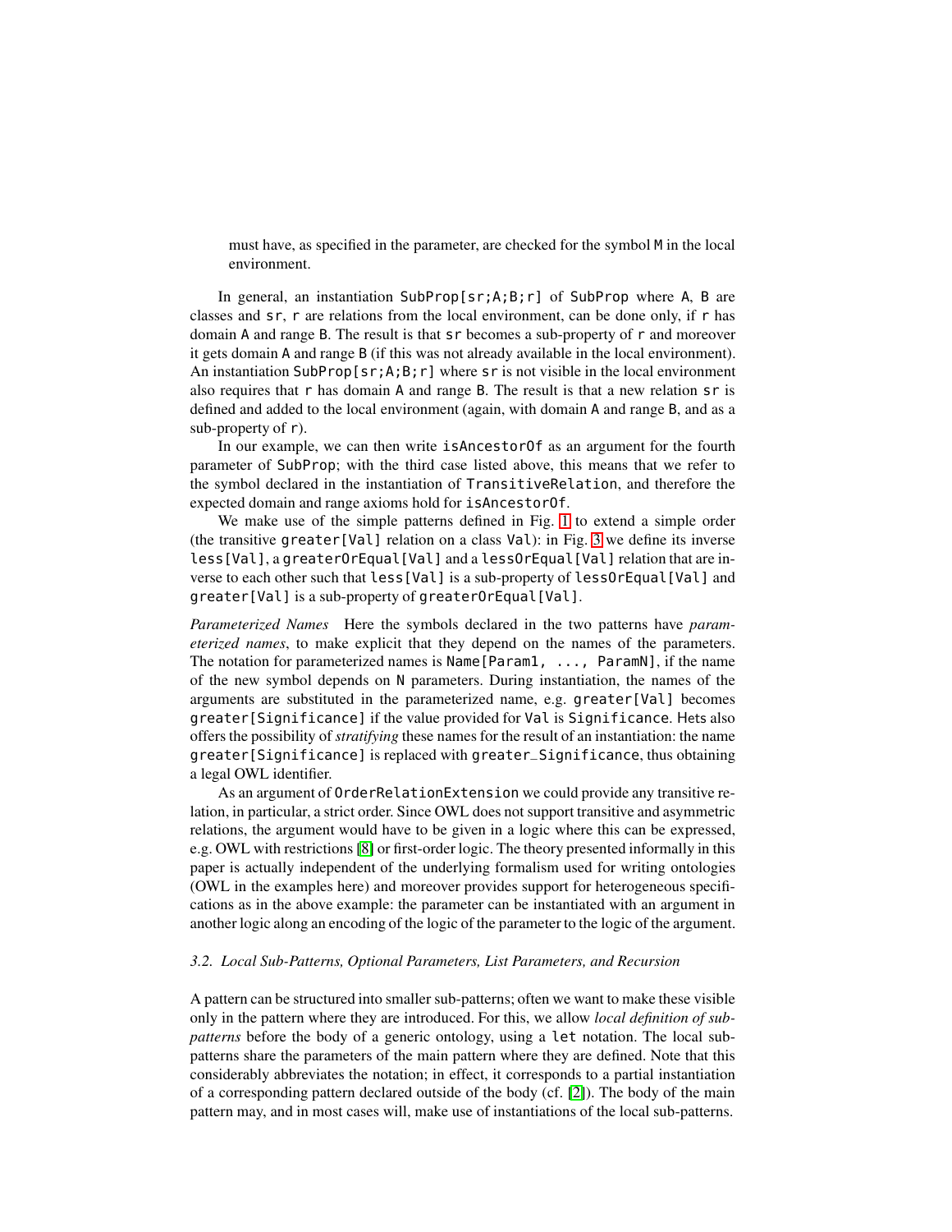must have, as specified in the parameter, are checked for the symbol `M` in the local environment.

In general, an instantiation `SubProp[sr;A;B;r]` of `SubProp` where `A`, `B` are classes and `sr`, `r` are relations from the local environment, can be done only, if `r` has domain `A` and range `B`. The result is that `sr` becomes a sub-property of `r` and moreover it gets domain `A` and range `B` (if this was not already available in the local environment). An instantiation `SubProp[sr;A;B;r]` where `sr` is not visible in the local environment also requires that `r` has domain `A` and range `B`. The result is that a new relation `sr` is defined and added to the local environment (again, with domain `A` and range `B`, and as a sub-property of `r`).

In our example, we can then write `isAncestorOf` as an argument for the fourth parameter of `SubProp`; with the third case listed above, this means that we refer to the symbol declared in the instantiation of `TransitiveRelation`, and therefore the expected domain and range axioms hold for `isAncestorOf`.

We make use of the simple patterns defined in Fig. 1 to extend a simple order (the transitive `greater[Val]` relation on a class `Val`): in Fig. 3 we define its inverse `less[Val]`, a `greaterOrEqual[Val]` and a `lessOrEqual[Val]` relation that are inverse to each other such that `less[Val]` is a sub-property of `lessOrEqual[Val]` and `greater[Val]` is a sub-property of `greaterOrEqual[Val]`.

*Parameterized Names* Here the symbols declared in the two patterns have *parameterized names*, to make explicit that they depend on the names of the parameters. The notation for parameterized names is `Name[Param1, ..., ParamN]`, if the name of the new symbol depends on `N` parameters. During instantiation, the names of the arguments are substituted in the parameterized name, e.g. `greater[Val]` becomes `greater[Significance]` if the value provided for `Val` is `Significance`. Hets also offers the possibility of *stratifying* these names for the result of an instantiation: the name `greater[Significance]` is replaced with `greater_Significance`, thus obtaining a legal OWL identifier.

As an argument of `OrderRelationExtension` we could provide any transitive relation, in particular, a strict order. Since OWL does not support transitive and asymmetric relations, the argument would have to be given in a logic where this can be expressed, e.g. OWL with restrictions [8] or first-order logic. The theory presented informally in this paper is actually independent of the underlying formalism used for writing ontologies (OWL in the examples here) and moreover provides support for heterogeneous specifications as in the above example: the parameter can be instantiated with an argument in another logic along an encoding of the logic of the parameter to the logic of the argument.

### *3.2. Local Sub-Patterns, Optional Parameters, List Parameters, and Recursion*

A pattern can be structured into smaller sub-patterns; often we want to make these visible only in the pattern where they are introduced. For this, we allow *local definition of sub-patterns* before the body of a generic ontology, using a `let` notation. The local sub-patterns share the parameters of the main pattern where they are defined. Note that this considerably abbreviates the notation; in effect, it corresponds to a partial instantiation of a corresponding pattern declared outside of the body (cf. [2]). The body of the main pattern may, and in most cases will, make use of instantiations of the local sub-patterns.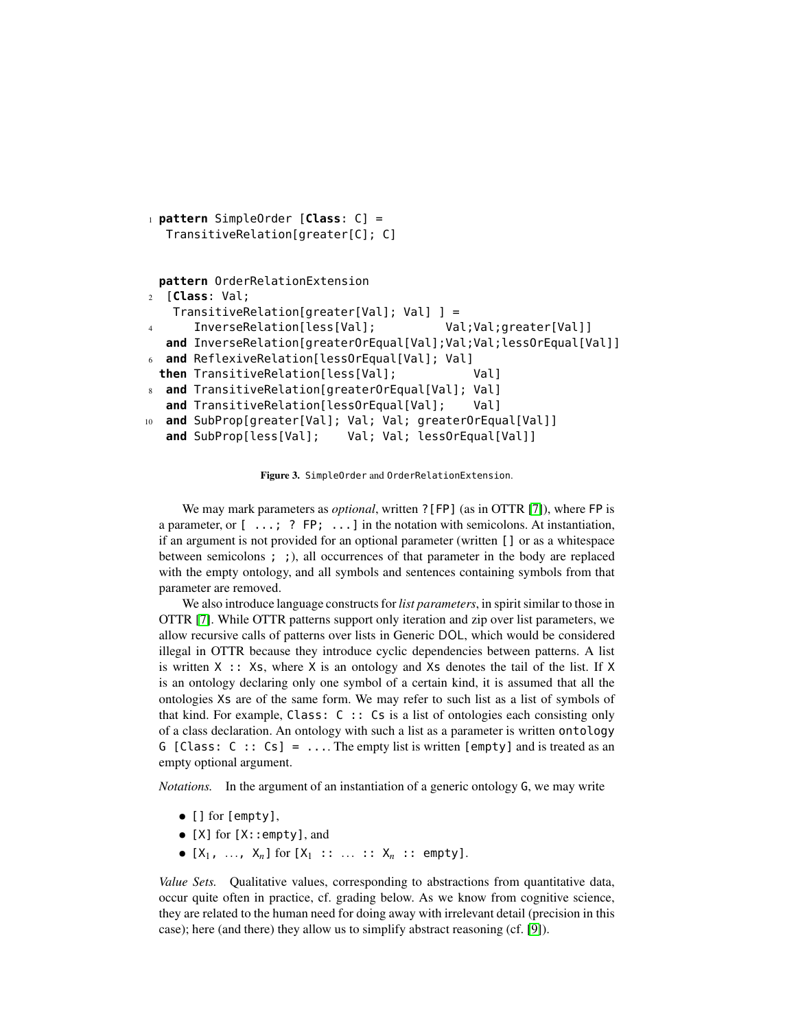```
1 pattern SimpleOrder [Class: C] =
   TransitiveRelation[greater[C]; C]


  pattern OrderRelationExtension
2  [Class: Val;
    TransitiveRelation[greater[Val]; Val] ] =
4      InverseRelation[less[Val];          Val;Val;greater[Val]]
   and InverseRelation[greaterOrEqual[Val];Val;Val;lessOrEqual[Val]]
6  and ReflexiveRelation[lessOrEqual[Val]; Val]
  then TransitiveRelation[less[Val];           Val]
8  and TransitiveRelation[greaterOrEqual[Val]; Val]
   and TransitiveRelation[lessOrEqual[Val];    Val]
10 and SubProp[greater[Val]; Val; Val; greaterOrEqual[Val]]
   and SubProp[less[Val];    Val; Val; lessOrEqual[Val]]
```

**Figure 3.** `SimpleOrder` and `OrderRelationExtension`.

We may mark parameters as *optional*, written `?[FP]` (as in OTTR [7]), where `FP` is a parameter, or `[ ...; ? FP; ...]` in the notation with semicolons. At instantiation, if an argument is not provided for an optional parameter (written `[]` or as a whitespace between semicolons `; ;`), all occurrences of that parameter in the body are replaced with the empty ontology, and all symbols and sentences containing symbols from that parameter are removed.

We also introduce language constructs for *list parameters*, in spirit similar to those in OTTR [7]. While OTTR patterns support only iteration and zip over list parameters, we allow recursive calls of patterns over lists in Generic DOL, which would be considered illegal in OTTR because they introduce cyclic dependencies between patterns. A list is written `X :: Xs`, where `X` is an ontology and `Xs` denotes the tail of the list. If `X` is an ontology declaring only one symbol of a certain kind, it is assumed that all the ontologies `Xs` are of the same form. We may refer to such list as a list of symbols of that kind. For example, `Class: C :: Cs` is a list of ontologies each consisting only of a class declaration. An ontology with such a list as a parameter is written `ontology G [Class: C :: Cs] = ...`. The empty list is written `[empty]` and is treated as an empty optional argument.

*Notations.* In the argument of an instantiation of a generic ontology `G`, we may write

- `[]` for `[empty]`,
- `[X]` for `[X::empty]`, and
- `[`$X_1$`, ..., `$X_n$`]` for `[`$X_1$` :: ... :: `$X_n$` :: empty]`.

*Value Sets.* Qualitative values, corresponding to abstractions from quantitative data, occur quite often in practice, cf. grading below. As we know from cognitive science, they are related to the human need for doing away with irrelevant detail (precision in this case); here (and there) they allow us to simplify abstract reasoning (cf. [9]).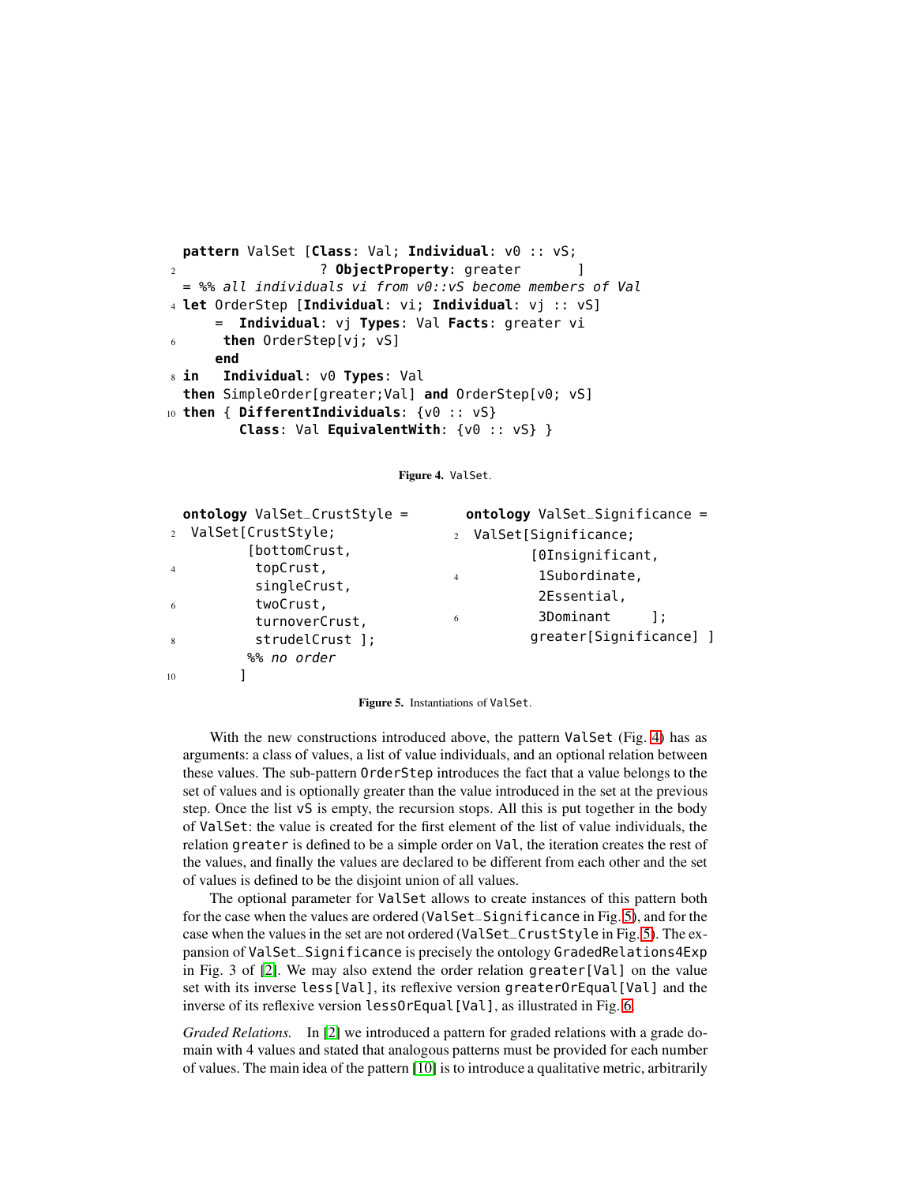```
pattern ValSet [Class: Val; Individual: v0 :: vS;
                 ? ObjectProperty: greater      ]
= %% all individuals vi from v0::vS become members of Val
let OrderStep [Individual: vi; Individual: vj :: vS]
    =  Individual: vj Types: Val Facts: greater vi
     then OrderStep[vj; vS]
    end
in   Individual: v0 Types: Val
then SimpleOrder[greater;Val] and OrderStep[v0; vS]
then { DifferentIndividuals: {v0 :: vS}
       Class: Val EquivalentWith: {v0 :: vS} }
```

**Figure 4.** ValSet.

```
ontology ValSet_CrustStyle =
 ValSet[CrustStyle;
        [bottomCrust,
         topCrust,
         singleCrust,
         twoCrust,
         turnoverCrust,
         strudelCrust ];
        %% no order
       ]
```

```
ontology ValSet_Significance =
 ValSet[Significance;
        [0Insignificant,
         1Subordinate,
         2Essential,
         3Dominant     ];
        greater[Significance] ]
```

**Figure 5.** Instantiations of ValSet.

With the new constructions introduced above, the pattern `ValSet` (Fig. 4) has as arguments: a class of values, a list of value individuals, and an optional relation between these values. The sub-pattern `OrderStep` introduces the fact that a value belongs to the set of values and is optionally greater than the value introduced in the set at the previous step. Once the list `vS` is empty, the recursion stops. All this is put together in the body of `ValSet`: the value is created for the first element of the list of value individuals, the relation `greater` is defined to be a simple order on `Val`, the iteration creates the rest of the values, and finally the values are declared to be different from each other and the set of values is defined to be the disjoint union of all values.

The optional parameter for `ValSet` allows to create instances of this pattern both for the case when the values are ordered (`ValSet_Significance` in Fig. 5), and for the case when the values in the set are not ordered (`ValSet_CrustStyle` in Fig. 5). The expansion of `ValSet_Significance` is precisely the ontology `GradedRelations4Exp` in Fig. 3 of [2]. We may also extend the order relation `greater[Val]` on the value set with its inverse `less[Val]`, its reflexive version `greaterOrEqual[Val]` and the inverse of its reflexive version `lessOrEqual[Val]`, as illustrated in Fig. 6.

*Graded Relations.* In [2] we introduced a pattern for graded relations with a grade domain with 4 values and stated that analogous patterns must be provided for each number of values. The main idea of the pattern [10] is to introduce a qualitative metric, arbitrarily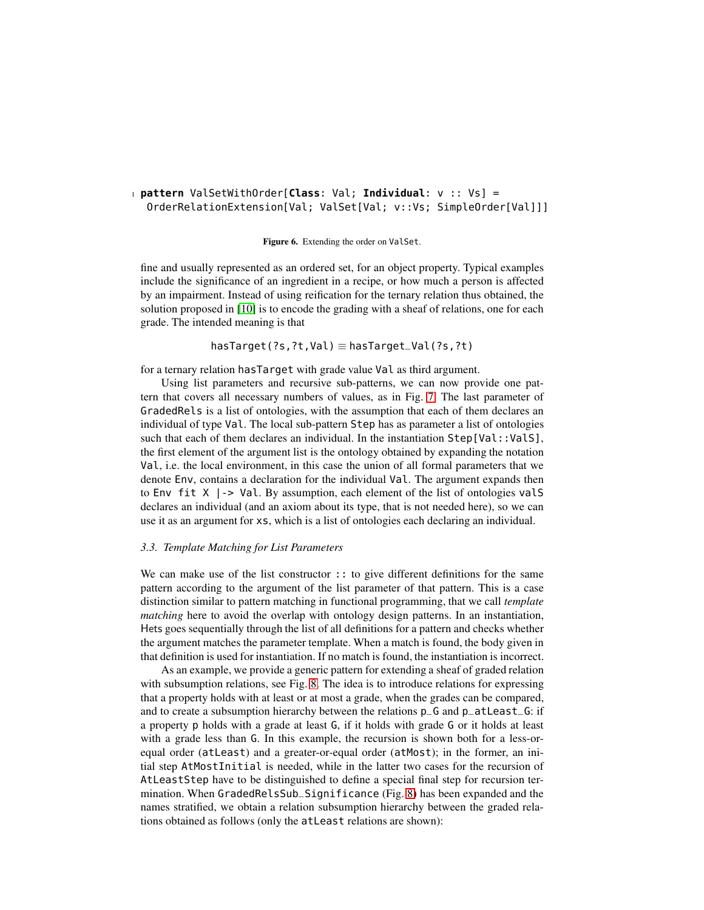```
1 pattern ValSetWithOrder[Class: Val; Individual: v :: Vs] =
   OrderRelationExtension[Val; ValSet[Val; v::Vs; SimpleOrder[Val]]]
```

**Figure 6.** Extending the order on ValSet.

fine and usually represented as an ordered set, for an object property. Typical examples include the significance of an ingredient in a recipe, or how much a person is affected by an impairment. Instead of using reification for the ternary relation thus obtained, the solution proposed in [10] is to encode the grading with a sheaf of relations, one for each grade. The intended meaning is that

$$\texttt{hasTarget(?s,?t,Val)} \equiv \texttt{hasTarget\_Val(?s,?t)}$$

for a ternary relation hasTarget with grade value Val as third argument.

Using list parameters and recursive sub-patterns, we can now provide one pattern that covers all necessary numbers of values, as in Fig. 7. The last parameter of GradedRels is a list of ontologies, with the assumption that each of them declares an individual of type Val. The local sub-pattern Step has as parameter a list of ontologies such that each of them declares an individual. In the instantiation Step[Val::ValS], the first element of the argument list is the ontology obtained by expanding the notation Val, i.e. the local environment, in this case the union of all formal parameters that we denote Env, contains a declaration for the individual Val. The argument expands then to Env fit X |-> Val. By assumption, each element of the list of ontologies valS declares an individual (and an axiom about its type, that is not needed here), so we can use it as an argument for xs, which is a list of ontologies each declaring an individual.

### 3.3. Template Matching for List Parameters

We can make use of the list constructor :: to give different definitions for the same pattern according to the argument of the list parameter of that pattern. This is a case distinction similar to pattern matching in functional programming, that we call *template matching* here to avoid the overlap with ontology design patterns. In an instantiation, Hets goes sequentially through the list of all definitions for a pattern and checks whether the argument matches the parameter template. When a match is found, the body given in that definition is used for instantiation. If no match is found, the instantiation is incorrect.

As an example, we provide a generic pattern for extending a sheaf of graded relation with subsumption relations, see Fig. 8. The idea is to introduce relations for expressing that a property holds with at least or at most a grade, when the grades can be compared, and to create a subsumption hierarchy between the relations p_G and p_atLeast_G: if a property p holds with a grade at least G, if it holds with grade G or it holds at least with a grade less than G. In this example, the recursion is shown both for a less-or-equal order (atLeast) and a greater-or-equal order (atMost); in the former, an initial step AtMostInitial is needed, while in the latter two cases for the recursion of AtLeastStep have to be distinguished to define a special final step for recursion termination. When GradedRelsSub_Significance (Fig. 8) has been expanded and the names stratified, we obtain a relation subsumption hierarchy between the graded relations obtained as follows (only the atLeast relations are shown):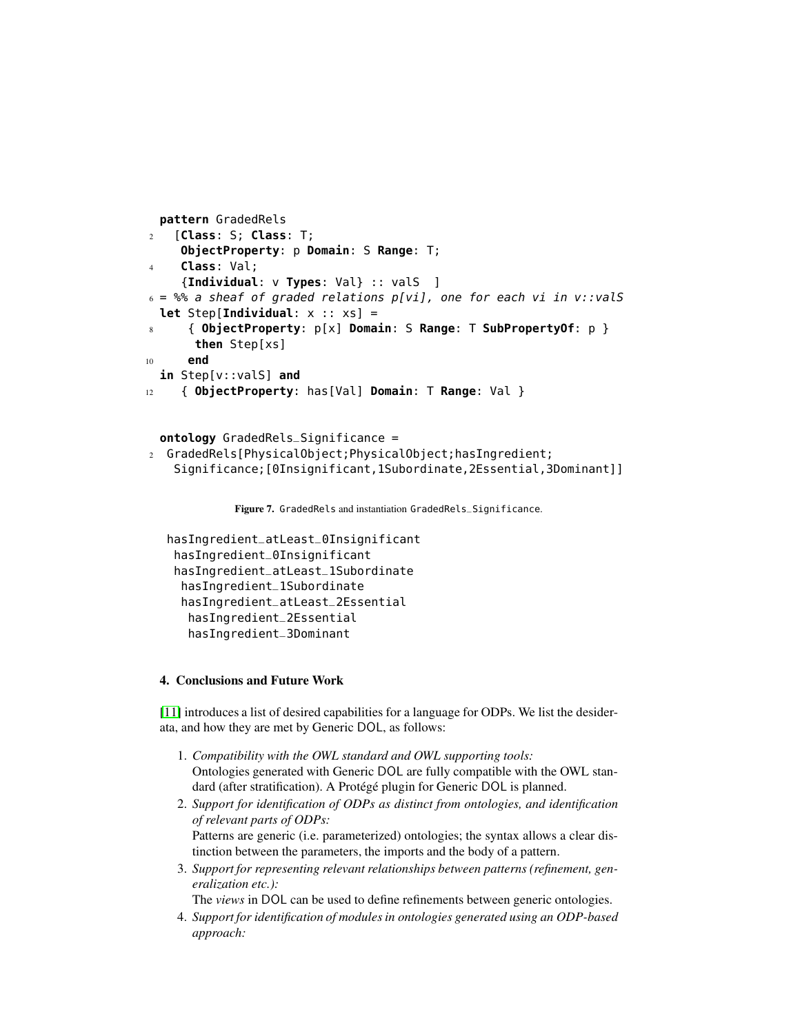```
pattern GradedRels
  [Class: S; Class: T;
   ObjectProperty: p Domain: S Range: T;
   Class: Val;
   {Individual: v Types: Val} :: valS  ]
= %% a sheaf of graded relations p[vi], one for each vi in v::valS
let Step[Individual: x :: xs] =
    { ObjectProperty: p[x] Domain: S Range: T SubPropertyOf: p }
     then Step[xs]
    end
in Step[v::valS] and
   { ObjectProperty: has[Val] Domain: T Range: Val }
```

```
ontology GradedRels_Significance =
 GradedRels[PhysicalObject;PhysicalObject;hasIngredient;
  Significance;[0Insignificant,1Subordinate,2Essential,3Dominant]]
```

**Figure 7.** GradedRels and instantiation GradedRels_Significance.

```
hasIngredient_atLeast_0Insignificant
 hasIngredient_0Insignificant
 hasIngredient_atLeast_1Subordinate
  hasIngredient_1Subordinate
  hasIngredient_atLeast_2Essential
   hasIngredient_2Essential
   hasIngredient_3Dominant
```

## 4. Conclusions and Future Work

[11] introduces a list of desired capabilities for a language for ODPs. We list the desiderata, and how they are met by Generic DOL, as follows:

1. *Compatibility with the OWL standard and OWL supporting tools:*
   Ontologies generated with Generic DOL are fully compatible with the OWL standard (after stratification). A Protégé plugin for Generic DOL is planned.
2. *Support for identification of ODPs as distinct from ontologies, and identification of relevant parts of ODPs:*
   Patterns are generic (i.e. parameterized) ontologies; the syntax allows a clear distinction between the parameters, the imports and the body of a pattern.
3. *Support for representing relevant relationships between patterns (refinement, generalization etc.):*
   The *views* in DOL can be used to define refinements between generic ontologies.
4. *Support for identification of modules in ontologies generated using an ODP-based approach:*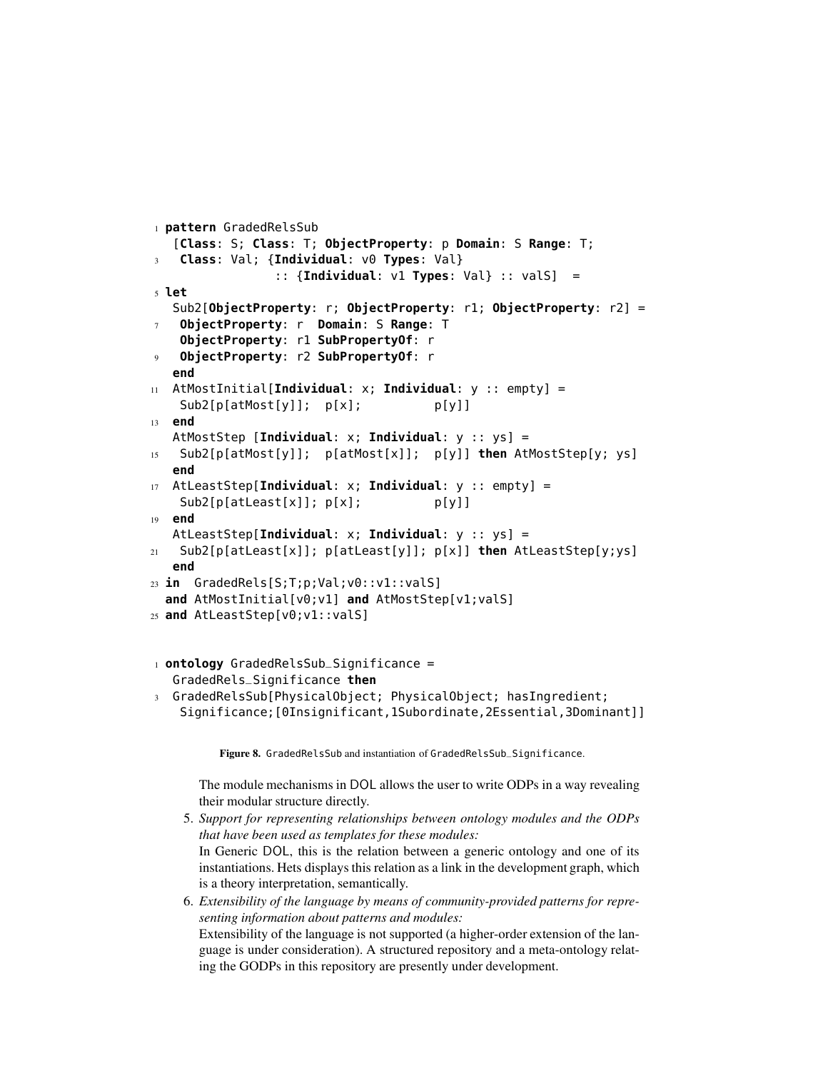```
pattern GradedRelsSub
  [Class: S; Class: T; ObjectProperty: p Domain: S Range: T;
   Class: Val; {Individual: v0 Types: Val}
               :: {Individual: v1 Types: Val} :: valS]  =
let
  Sub2[ObjectProperty: r; ObjectProperty: r1; ObjectProperty: r2] =
   ObjectProperty: r  Domain: S Range: T
   ObjectProperty: r1 SubPropertyOf: r
   ObjectProperty: r2 SubPropertyOf: r
  end
  AtMostInitial[Individual: x; Individual: y :: empty] =
   Sub2[p[atMost[y]];  p[x];          p[y]]
  end
  AtMostStep [Individual: x; Individual: y :: ys] =
   Sub2[p[atMost[y]];  p[atMost[x]];  p[y]] then AtMostStep[y; ys]
  end
  AtLeastStep[Individual: x; Individual: y :: empty] =
   Sub2[p[atLeast[x]]; p[x];          p[y]]
  end
  AtLeastStep[Individual: x; Individual: y :: ys] =
   Sub2[p[atLeast[x]]; p[atLeast[y]]; p[x]] then AtLeastStep[y;ys]
  end
in  GradedRels[S;T;p;Val;v0::v1::valS]
and AtMostInitial[v0;v1] and AtMostStep[v1;valS]
and AtLeastStep[v0;v1::valS]
```

```
ontology GradedRelsSub_Significance =
  GradedRels_Significance then
  GradedRelsSub[PhysicalObject; PhysicalObject; hasIngredient;
   Significance;[0Insignificant,1Subordinate,2Essential,3Dominant]]
```

**Figure 8.** GradedRelsSub and instantiation of GradedRelsSub_Significance.

The module mechanisms in DOL allows the user to write ODPs in a way revealing their modular structure directly.

5. *Support for representing relationships between ontology modules and the ODPs that have been used as templates for these modules:*
   In Generic DOL, this is the relation between a generic ontology and one of its instantiations. Hets displays this relation as a link in the development graph, which is a theory interpretation, semantically.
6. *Extensibility of the language by means of community-provided patterns for representing information about patterns and modules:*
   Extensibility of the language is not supported (a higher-order extension of the language is under consideration). A structured repository and a meta-ontology relating the GODPs in this repository are presently under development.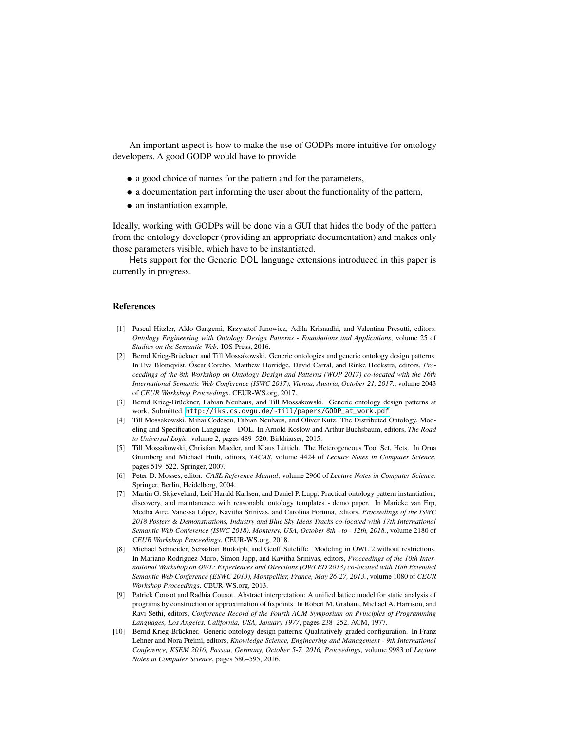An important aspect is how to make the use of GODPs more intuitive for ontology developers. A good GODP would have to provide

- a good choice of names for the pattern and for the parameters,
- a documentation part informing the user about the functionality of the pattern,
- an instantiation example.

Ideally, working with GODPs will be done via a GUI that hides the body of the pattern from the ontology developer (providing an appropriate documentation) and makes only those parameters visible, which have to be instantiated.

Hets support for the Generic DOL language extensions introduced in this paper is currently in progress.

## References

[1] Pascal Hitzler, Aldo Gangemi, Krzysztof Janowicz, Adila Krisnadhi, and Valentina Presutti, editors. *Ontology Engineering with Ontology Design Patterns - Foundations and Applications*, volume 25 of *Studies on the Semantic Web*. IOS Press, 2016.

[2] Bernd Krieg-Brückner and Till Mossakowski. Generic ontologies and generic ontology design patterns. In Eva Blomqvist, Óscar Corcho, Matthew Horridge, David Carral, and Rinke Hoekstra, editors, *Proceedings of the 8th Workshop on Ontology Design and Patterns (WOP 2017) co-located with the 16th International Semantic Web Conference (ISWC 2017), Vienna, Austria, October 21, 2017.*, volume 2043 of *CEUR Workshop Proceedings*. CEUR-WS.org, 2017.

[3] Bernd Krieg-Brückner, Fabian Neuhaus, and Till Mossakowski. Generic ontology design patterns at work. Submitted. http://iks.cs.ovgu.de/~till/papers/GODP_at_work.pdf.

[4] Till Mossakowski, Mihai Codescu, Fabian Neuhaus, and Oliver Kutz. The Distributed Ontology, Modeling and Specification Language – DOL. In Arnold Koslow and Arthur Buchsbaum, editors, *The Road to Universal Logic*, volume 2, pages 489–520. Birkhäuser, 2015.

[5] Till Mossakowski, Christian Maeder, and Klaus Lüttich. The Heterogeneous Tool Set, Hets. In Orna Grumberg and Michael Huth, editors, *TACAS*, volume 4424 of *Lecture Notes in Computer Science*, pages 519–522. Springer, 2007.

[6] Peter D. Mosses, editor. *CASL Reference Manual*, volume 2960 of *Lecture Notes in Computer Science*. Springer, Berlin, Heidelberg, 2004.

[7] Martin G. Skjæveland, Leif Harald Karlsen, and Daniel P. Lupp. Practical ontology pattern instantiation, discovery, and maintanence with reasonable ontology templates - demo paper. In Marieke van Erp, Medha Atre, Vanessa López, Kavitha Srinivas, and Carolina Fortuna, editors, *Proceedings of the ISWC 2018 Posters & Demonstrations, Industry and Blue Sky Ideas Tracks co-located with 17th International Semantic Web Conference (ISWC 2018), Monterey, USA, October 8th - to - 12th, 2018.*, volume 2180 of *CEUR Workshop Proceedings*. CEUR-WS.org, 2018.

[8] Michael Schneider, Sebastian Rudolph, and Geoff Sutcliffe. Modeling in OWL 2 without restrictions. In Mariano Rodriguez-Muro, Simon Jupp, and Kavitha Srinivas, editors, *Proceedings of the 10th International Workshop on OWL: Experiences and Directions (OWLED 2013) co-located with 10th Extended Semantic Web Conference (ESWC 2013), Montpellier, France, May 26-27, 2013.*, volume 1080 of *CEUR Workshop Proceedings*. CEUR-WS.org, 2013.

[9] Patrick Cousot and Radhia Cousot. Abstract interpretation: A unified lattice model for static analysis of programs by construction or approximation of fixpoints. In Robert M. Graham, Michael A. Harrison, and Ravi Sethi, editors, *Conference Record of the Fourth ACM Symposium on Principles of Programming Languages, Los Angeles, California, USA, January 1977*, pages 238–252. ACM, 1977.

[10] Bernd Krieg-Brückner. Generic ontology design patterns: Qualitatively graded configuration. In Franz Lehner and Nora Fteimi, editors, *Knowledge Science, Engineering and Management - 9th International Conference, KSEM 2016, Passau, Germany, October 5-7, 2016, Proceedings*, volume 9983 of *Lecture Notes in Computer Science*, pages 580–595, 2016.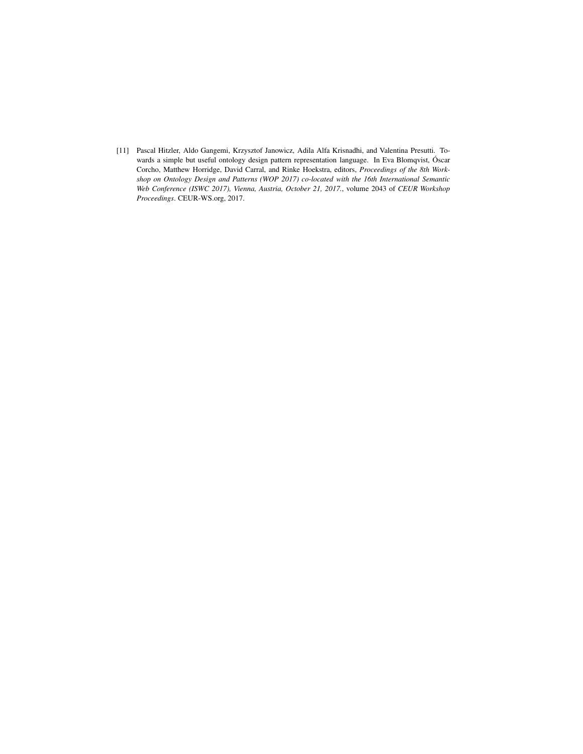[11] Pascal Hitzler, Aldo Gangemi, Krzysztof Janowicz, Adila Alfa Krisnadhi, and Valentina Presutti. Towards a simple but useful ontology design pattern representation language. In Eva Blomqvist, Óscar Corcho, Matthew Horridge, David Carral, and Rinke Hoekstra, editors, *Proceedings of the 8th Workshop on Ontology Design and Patterns (WOP 2017) co-located with the 16th International Semantic Web Conference (ISWC 2017), Vienna, Austria, October 21, 2017.*, volume 2043 of *CEUR Workshop Proceedings*. CEUR-WS.org, 2017.